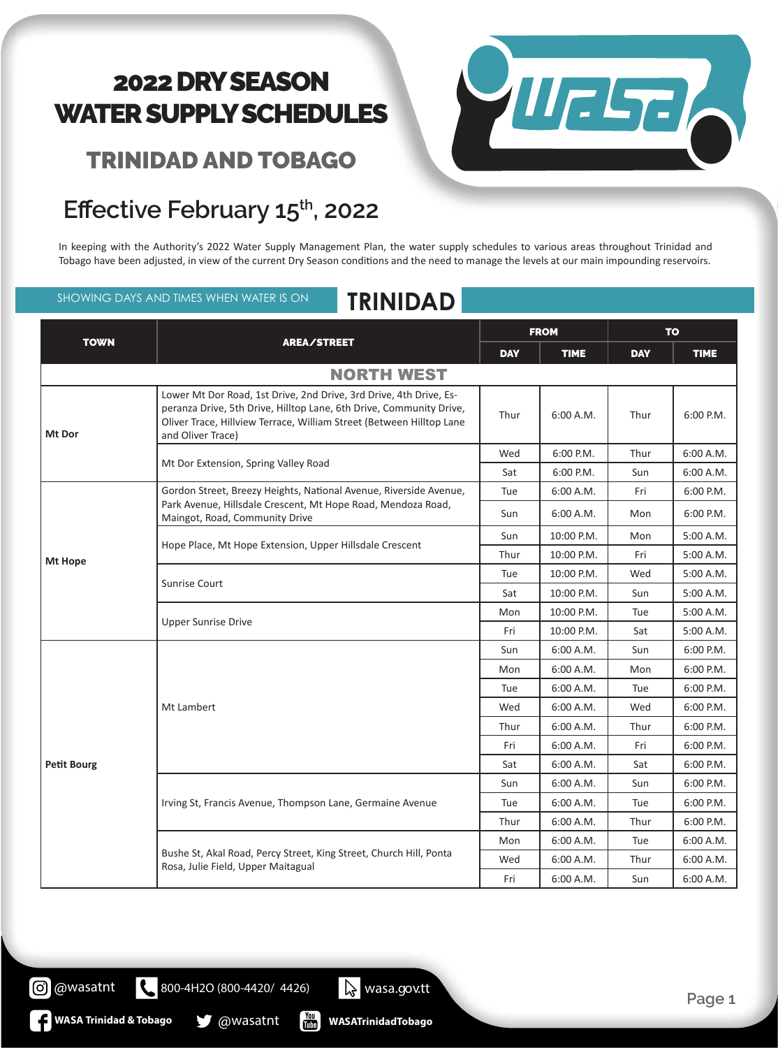# 2022 DRY SEASON WATER SUPPLY SCHEDULES

## TRINIDAD AND TOBAGO

## Effective February 15th, 2022

In keeping with the Authority's 2022 Water Supply Management Plan, the water supply schedules to various areas throughout Trinidad and Tobago have been adjusted, in view of the current Dry Season conditions and the need to manage the levels at our main impounding reservoirs.

SHOWING DAYS AND TIMES WHEN WATER IS ON

## TRINIDAD

| TOWN | AREA/STREET | FROM | | TO | |
|---|---|---|---|---|---|
| | | DAY | TIME | DAY | TIME |
| **NORTH WEST** | | | | | |
| **Mt Dor** | Lower Mt Dor Road, 1st Drive, 2nd Drive, 3rd Drive, 4th Drive, Esperanza Drive, 5th Drive, Hilltop Lane, 6th Drive, Community Drive, Oliver Trace, Hillview Terrace, William Street (Between Hilltop Lane and Oliver Trace) | Thur | 6:00 A.M. | Thur | 6:00 P.M. |
| | Mt Dor Extension, Spring Valley Road | Wed | 6:00 P.M. | Thur | 6:00 A.M. |
| | | Sat | 6:00 P.M. | Sun | 6:00 A.M. |
| **Mt Hope** | Gordon Street, Breezy Heights, National Avenue, Riverside Avenue, Park Avenue, Hillsdale Crescent, Mt Hope Road, Mendoza Road, Maingot, Road, Community Drive | Tue | 6:00 A.M. | Fri | 6:00 P.M. |
| | | Sun | 6:00 A.M. | Mon | 6:00 P.M. |
| | Hope Place, Mt Hope Extension, Upper Hillsdale Crescent | Sun | 10:00 P.M. | Mon | 5:00 A.M. |
| | | Thur | 10:00 P.M. | Fri | 5:00 A.M. |
| | Sunrise Court | Tue | 10:00 P.M. | Wed | 5:00 A.M. |
| | | Sat | 10:00 P.M. | Sun | 5:00 A.M. |
| | Upper Sunrise Drive | Mon | 10:00 P.M. | Tue | 5:00 A.M. |
| | | Fri | 10:00 P.M. | Sat | 5:00 A.M. |
| **Petit Bourg** | Mt Lambert | Sun | 6:00 A.M. | Sun | 6:00 P.M. |
| | | Mon | 6:00 A.M. | Mon | 6:00 P.M. |
| | | Tue | 6:00 A.M. | Tue | 6:00 P.M. |
| | | Wed | 6:00 A.M. | Wed | 6:00 P.M. |
| | | Thur | 6:00 A.M. | Thur | 6:00 P.M. |
| | | Fri | 6:00 A.M. | Fri | 6:00 P.M. |
| | | Sat | 6:00 A.M. | Sat | 6:00 P.M. |
| | Irving St, Francis Avenue, Thompson Lane, Germaine Avenue | Sun | 6:00 A.M. | Sun | 6:00 P.M. |
| | | Tue | 6:00 A.M. | Tue | 6:00 P.M. |
| | | Thur | 6:00 A.M. | Thur | 6:00 P.M. |
| | Bushe St, Akal Road, Percy Street, King Street, Church Hill, Ponta Rosa, Julie Field, Upper Maitagual | Mon | 6:00 A.M. | Tue | 6:00 A.M. |
| | | Wed | 6:00 A.M. | Thur | 6:00 A.M. |
| | | Fri | 6:00 A.M. | Sun | 6:00 A.M. |

@wasatnt | 800-4H2O (800-4420/ 4426) | wasa.gov.tt

WASA Trinidad & Tobago | @wasatnt | WASATrinidadTobago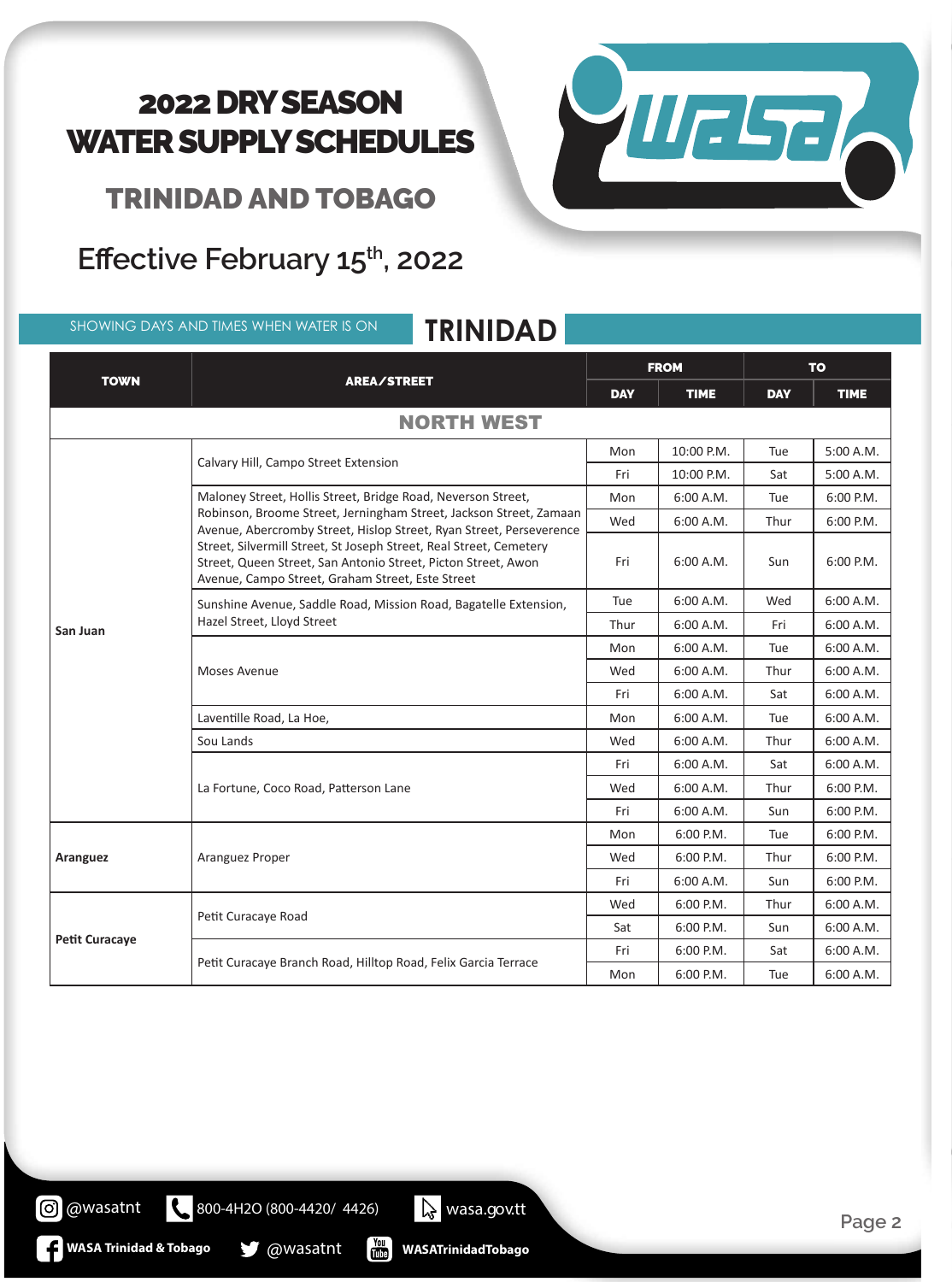# 2022 DRY SEASON WATER SUPPLY SCHEDULES

## TRINIDAD AND TOBAGO

## Effective February 15th, 2022

SHOWING DAYS AND TIMES WHEN WATER IS ON

## TRINIDAD

| TOWN | AREA/STREET | FROM | | TO | |
|---|---|---|---|---|---|
| | | DAY | TIME | DAY | TIME |
| **NORTH WEST** | | | | | |
| San Juan | Calvary Hill, Campo Street Extension | Mon | 10:00 P.M. | Tue | 5:00 A.M. |
| | | Fri | 10:00 P.M. | Sat | 5:00 A.M. |
| | Maloney Street, Hollis Street, Bridge Road, Neverson Street, Robinson, Broome Street, Jerningham Street, Jackson Street, Zamaan Avenue, Abercromby Street, Hislop Street, Ryan Street, Perseverence Street, Silvermill Street, St Joseph Street, Real Street, Cemetery Street, Queen Street, San Antonio Street, Picton Street, Awon Avenue, Campo Street, Graham Street, Este Street | Mon | 6:00 A.M. | Tue | 6:00 P.M. |
| | | Wed | 6:00 A.M. | Thur | 6:00 P.M. |
| | | Fri | 6:00 A.M. | Sun | 6:00 P.M. |
| | Sunshine Avenue, Saddle Road, Mission Road, Bagatelle Extension, Hazel Street, Lloyd Street | Tue | 6:00 A.M. | Wed | 6:00 A.M. |
| | | Thur | 6:00 A.M. | Fri | 6:00 A.M. |
| | Moses Avenue | Mon | 6:00 A.M. | Tue | 6:00 A.M. |
| | | Wed | 6:00 A.M. | Thur | 6:00 A.M. |
| | | Fri | 6:00 A.M. | Sat | 6:00 A.M. |
| | Laventille Road, La Hoe, | Mon | 6:00 A.M. | Tue | 6:00 A.M. |
| | Sou Lands | Wed | 6:00 A.M. | Thur | 6:00 A.M. |
| | La Fortune, Coco Road, Patterson Lane | Fri | 6:00 A.M. | Sat | 6:00 A.M. |
| | | Wed | 6:00 A.M. | Thur | 6:00 P.M. |
| | | Fri | 6:00 A.M. | Sun | 6:00 P.M. |
| Aranguez | Aranguez Proper | Mon | 6:00 P.M. | Tue | 6:00 P.M. |
| | | Wed | 6:00 P.M. | Thur | 6:00 P.M. |
| | | Fri | 6:00 A.M. | Sun | 6:00 P.M. |
| Petit Curacaye | Petit Curacaye Road | Wed | 6:00 P.M. | Thur | 6:00 A.M. |
| | | Sat | 6:00 P.M. | Sun | 6:00 A.M. |
| | Petit Curacaye Branch Road, Hilltop Road, Felix Garcia Terrace | Fri | 6:00 P.M. | Sat | 6:00 A.M. |
| | | Mon | 6:00 P.M. | Tue | 6:00 A.M. |

@wasatnt 800-4H2O (800-4420/ 4426) wasa.gov.tt

WASA Trinidad & Tobago @wasatnt WASATrinidadTobago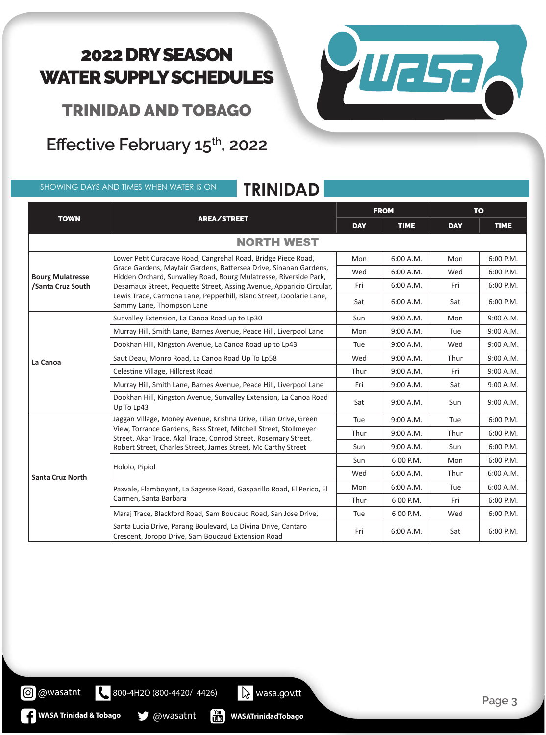# 2022 DRY SEASON WATER SUPPLY SCHEDULES

## TRINIDAD AND TOBAGO

### Effective February 15th, 2022

SHOWING DAYS AND TIMES WHEN WATER IS ON

## TRINIDAD

| TOWN | AREA/STREET | FROM | | TO | |
|---|---|---|---|---|---|
| | | DAY | TIME | DAY | TIME |
| **NORTH WEST** | | | | | |
| **Bourg Mulatresse /Santa Cruz South** | Lower Petit Curacaye Road, Cangrehal Road, Bridge Piece Road, Grace Gardens, Mayfair Gardens, Battersea Drive, Sinanan Gardens, Hidden Orchard, Sunvalley Road, Bourg Mulatresse, Riverside Park, Desamaux Street, Pequette Street, Assing Avenue, Apparicio Circular, Lewis Trace, Carmona Lane, Pepperhill, Blanc Street, Doolarie Lane, Sammy Lane, Thompson Lane | Mon | 6:00 A.M. | Mon | 6:00 P.M. |
| | | Wed | 6:00 A.M. | Wed | 6:00 P.M. |
| | | Fri | 6:00 A.M. | Fri | 6:00 P.M. |
| | | Sat | 6:00 A.M. | Sat | 6:00 P.M. |
| **La Canoa** | Sunvalley Extension, La Canoa Road up to Lp30 | Sun | 9:00 A.M. | Mon | 9:00 A.M. |
| | Murray Hill, Smith Lane, Barnes Avenue, Peace Hill, Liverpool Lane | Mon | 9:00 A.M. | Tue | 9:00 A.M. |
| | Dookhan Hill, Kingston Avenue, La Canoa Road up to Lp43 | Tue | 9:00 A.M. | Wed | 9:00 A.M. |
| | Saut Deau, Monro Road, La Canoa Road Up To Lp58 | Wed | 9:00 A.M. | Thur | 9:00 A.M. |
| | Celestine Village, Hillcrest Road | Thur | 9:00 A.M. | Fri | 9:00 A.M. |
| | Murray Hill, Smith Lane, Barnes Avenue, Peace Hill, Liverpool Lane | Fri | 9:00 A.M. | Sat | 9:00 A.M. |
| | Dookhan Hill, Kingston Avenue, Sunvalley Extension, La Canoa Road Up To Lp43 | Sat | 9:00 A.M. | Sun | 9:00 A.M. |
| **Santa Cruz North** | Jaggan Village, Money Avenue, Krishna Drive, Lilian Drive, Green View, Torrance Gardens, Bass Street, Mitchell Street, Stollmeyer Street, Akar Trace, Akal Trace, Conrod Street, Rosemary Street, Robert Street, Charles Street, James Street, Mc Carthy Street | Tue | 9:00 A.M. | Tue | 6:00 P.M. |
| | | Thur | 9:00 A.M. | Thur | 6:00 P.M. |
| | | Sun | 9:00 A.M. | Sun | 6:00 P.M. |
| | Hololo, Pipiol | Sun | 6:00 P.M. | Mon | 6:00 P.M. |
| | | Wed | 6:00 A.M. | Thur | 6:00 A.M. |
| | Paxvale, Flamboyant, La Sagesse Road, Gasparillo Road, El Perico, El Carmen, Santa Barbara | Mon | 6:00 A.M. | Tue | 6:00 A.M. |
| | | Thur | 6:00 P.M. | Fri | 6:00 P.M. |
| | Maraj Trace, Blackford Road, Sam Boucaud Road, San Jose Drive, | Tue | 6:00 P.M. | Wed | 6:00 P.M. |
| | Santa Lucia Drive, Parang Boulevard, La Divina Drive, Cantaro Crescent, Joropo Drive, Sam Boucaud Extension Road | Fri | 6:00 A.M. | Sat | 6:00 P.M. |

@wasatnt | 800-4H2O (800-4420/ 4426) | wasa.gov.tt

WASA Trinidad & Tobago | @wasatnt | WASATrinidadTobago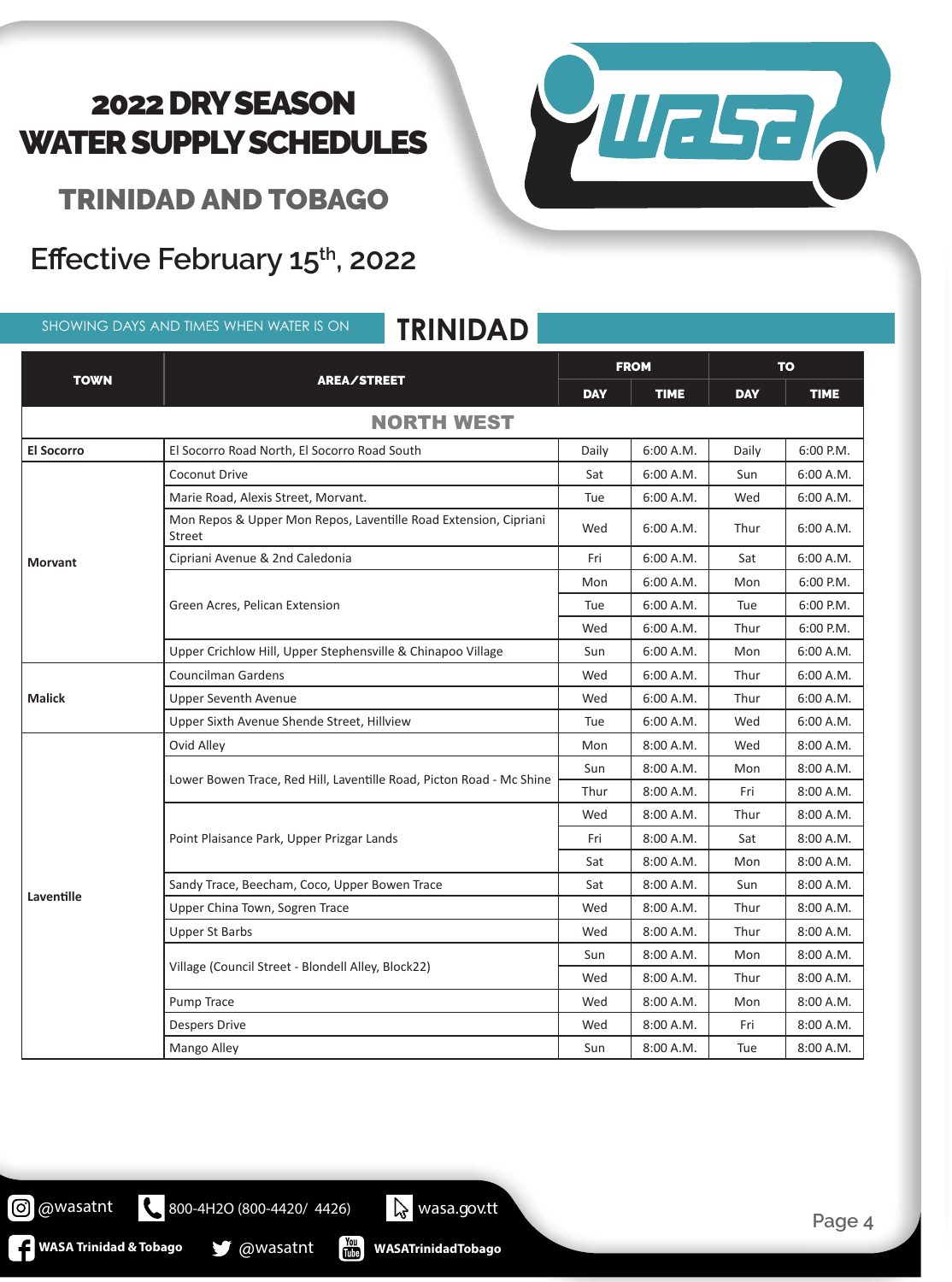# 2022 DRY SEASON WATER SUPPLY SCHEDULES

## TRINIDAD AND TOBAGO

## Effective February 15th, 2022

SHOWING DAYS AND TIMES WHEN WATER IS ON

## TRINIDAD

| TOWN | AREA/STREET | FROM | | TO | |
|---|---|---|---|---|---|
| | | DAY | TIME | DAY | TIME |
| **NORTH WEST** | | | | | |
| **El Socorro** | El Socorro Road North, El Socorro Road South | Daily | 6:00 A.M. | Daily | 6:00 P.M. |
| **Morvant** | Coconut Drive | Sat | 6:00 A.M. | Sun | 6:00 A.M. |
| | Marie Road, Alexis Street, Morvant. | Tue | 6:00 A.M. | Wed | 6:00 A.M. |
| | Mon Repos & Upper Mon Repos, Laventille Road Extension, Cipriani Street | Wed | 6:00 A.M. | Thur | 6:00 A.M. |
| | Cipriani Avenue & 2nd Caledonia | Fri | 6:00 A.M. | Sat | 6:00 A.M. |
| | Green Acres, Pelican Extension | Mon | 6:00 A.M. | Mon | 6:00 P.M. |
| | | Tue | 6:00 A.M. | Tue | 6:00 P.M. |
| | | Wed | 6:00 A.M. | Thur | 6:00 P.M. |
| | Upper Crichlow Hill, Upper Stephensville & Chinapoo Village | Sun | 6:00 A.M. | Mon | 6:00 A.M. |
| **Malick** | Councilman Gardens | Wed | 6:00 A.M. | Thur | 6:00 A.M. |
| | Upper Seventh Avenue | Wed | 6:00 A.M. | Thur | 6:00 A.M. |
| | Upper Sixth Avenue Shende Street, Hillview | Tue | 6:00 A.M. | Wed | 6:00 A.M. |
| **Laventille** | Ovid Alley | Mon | 8:00 A.M. | Wed | 8:00 A.M. |
| | Lower Bowen Trace, Red Hill, Laventille Road, Picton Road - Mc Shine | Sun | 8:00 A.M. | Mon | 8:00 A.M. |
| | | Thur | 8:00 A.M. | Fri | 8:00 A.M. |
| | Point Plaisance Park, Upper Prizgar Lands | Wed | 8:00 A.M. | Thur | 8:00 A.M. |
| | | Fri | 8:00 A.M. | Sat | 8:00 A.M. |
| | | Sat | 8:00 A.M. | Mon | 8:00 A.M. |
| | Sandy Trace, Beecham, Coco, Upper Bowen Trace | Sat | 8:00 A.M. | Sun | 8:00 A.M. |
| | Upper China Town, Sogren Trace | Wed | 8:00 A.M. | Thur | 8:00 A.M. |
| | Upper St Barbs | Wed | 8:00 A.M. | Thur | 8:00 A.M. |
| | Village (Council Street - Blondell Alley, Block22) | Sun | 8:00 A.M. | Mon | 8:00 A.M. |
| | | Wed | 8:00 A.M. | Thur | 8:00 A.M. |
| | Pump Trace | Wed | 8:00 A.M. | Mon | 8:00 A.M. |
| | Despers Drive | Wed | 8:00 A.M. | Fri | 8:00 A.M. |
| | Mango Alley | Sun | 8:00 A.M. | Tue | 8:00 A.M. |

@wasatnt | 800-4H2O (800-4420/ 4426) | wasa.gov.tt

WASA Trinidad & Tobago | @wasatnt | WASATrinidadTobago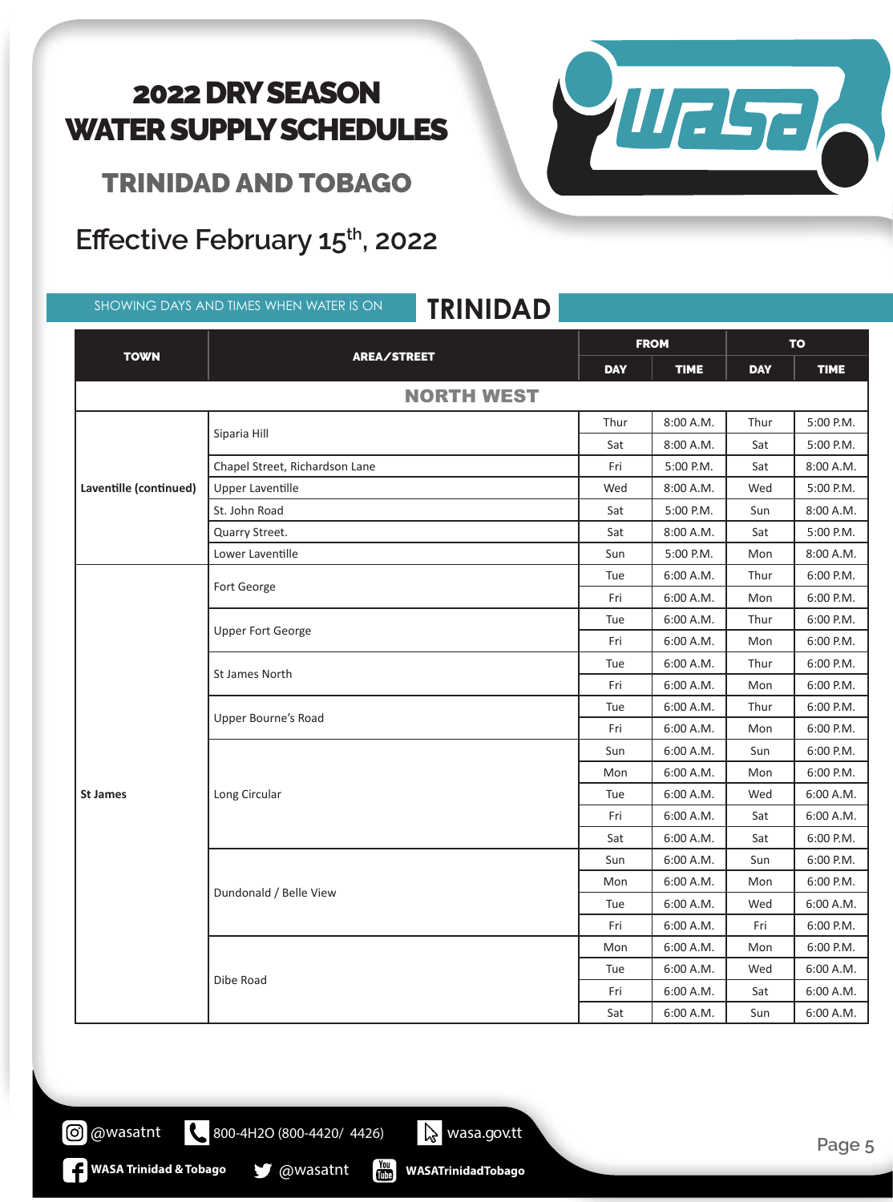# 2022 DRY SEASON WATER SUPPLY SCHEDULES

## TRINIDAD AND TOBAGO

## Effective February 15th, 2022

SHOWING DAYS AND TIMES WHEN WATER IS ON **TRINIDAD**

| TOWN | AREA/STREET | FROM | | TO | |
|---|---|---|---|---|---|
| | | DAY | TIME | DAY | TIME |
| **NORTH WEST** | | | | | |
| Laventille (continued) | Siparia Hill | Thur | 8:00 A.M. | Thur | 5:00 P.M. |
| | | Sat | 8:00 A.M. | Sat | 5:00 P.M. |
| | Chapel Street, Richardson Lane | Fri | 5:00 P.M. | Sat | 8:00 A.M. |
| | Upper Laventille | Wed | 8:00 A.M. | Wed | 5:00 P.M. |
| | St. John Road | Sat | 5:00 P.M. | Sun | 8:00 A.M. |
| | Quarry Street. | Sat | 8:00 A.M. | Sat | 5:00 P.M. |
| | Lower Laventille | Sun | 5:00 P.M. | Mon | 8:00 A.M. |
| St James | Fort George | Tue | 6:00 A.M. | Thur | 6:00 P.M. |
| | | Fri | 6:00 A.M. | Mon | 6:00 P.M. |
| | Upper Fort George | Tue | 6:00 A.M. | Thur | 6:00 P.M. |
| | | Fri | 6:00 A.M. | Mon | 6:00 P.M. |
| | St James North | Tue | 6:00 A.M. | Thur | 6:00 P.M. |
| | | Fri | 6:00 A.M. | Mon | 6:00 P.M. |
| | Upper Bourne's Road | Tue | 6:00 A.M. | Thur | 6:00 P.M. |
| | | Fri | 6:00 A.M. | Mon | 6:00 P.M. |
| | Long Circular | Sun | 6:00 A.M. | Sun | 6:00 P.M. |
| | | Mon | 6:00 A.M. | Mon | 6:00 P.M. |
| | | Tue | 6:00 A.M. | Wed | 6:00 A.M. |
| | | Fri | 6:00 A.M. | Sat | 6:00 A.M. |
| | | Sat | 6:00 A.M. | Sat | 6:00 P.M. |
| | Dundonald / Belle View | Sun | 6:00 A.M. | Sun | 6:00 P.M. |
| | | Mon | 6:00 A.M. | Mon | 6:00 P.M. |
| | | Tue | 6:00 A.M. | Wed | 6:00 A.M. |
| | | Fri | 6:00 A.M. | Fri | 6:00 P.M. |
| | Dibe Road | Mon | 6:00 A.M. | Mon | 6:00 P.M. |
| | | Tue | 6:00 A.M. | Wed | 6:00 A.M. |
| | | Fri | 6:00 A.M. | Sat | 6:00 A.M. |
| | | Sat | 6:00 A.M. | Sun | 6:00 A.M. |

@wasatnt 800-4H2O (800-4420/ 4426) wasa.gov.tt

WASA Trinidad & Tobago @wasatnt WASATrinidadTobago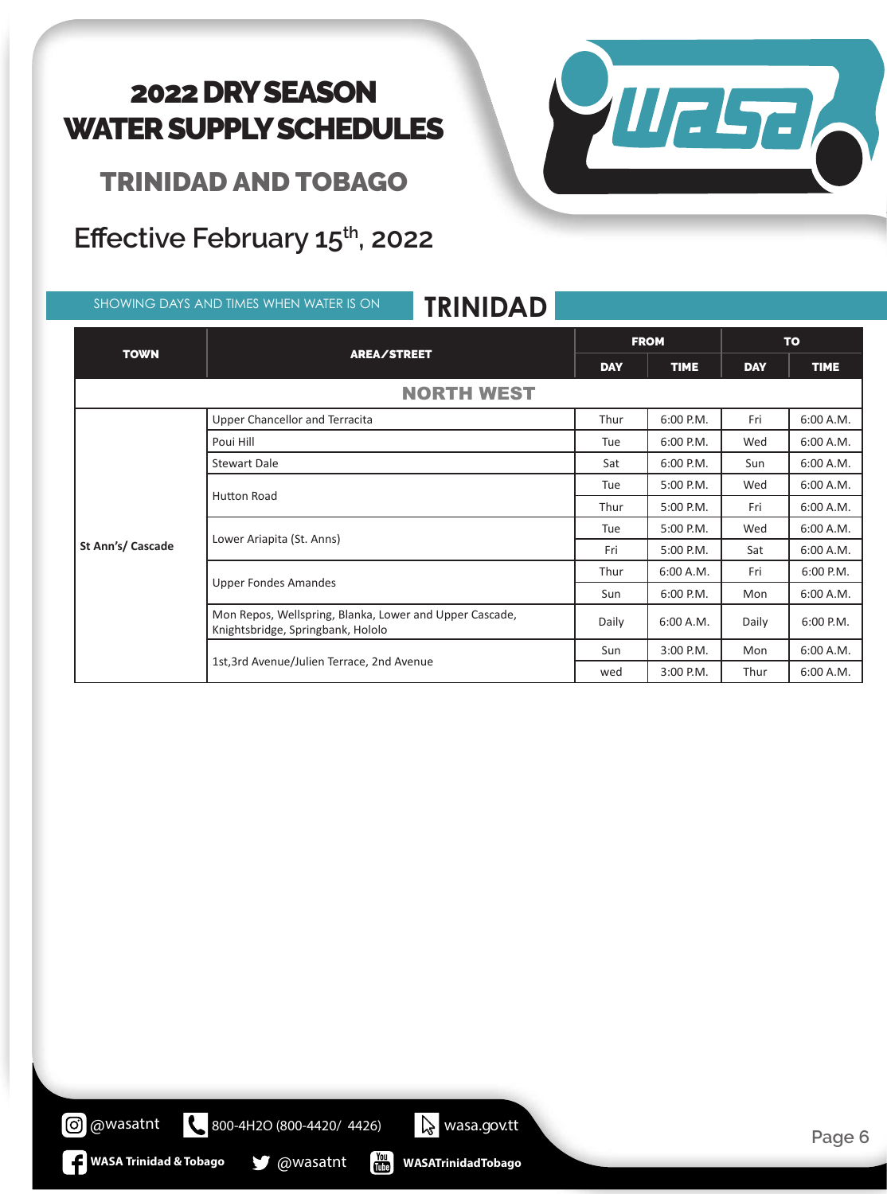# 2022 DRY SEASON WATER SUPPLY SCHEDULES

## TRINIDAD AND TOBAGO

## Effective February 15th, 2022

SHOWING DAYS AND TIMES WHEN WATER IS ON **TRINIDAD**

| TOWN | AREA/STREET | FROM | | TO | |
|---|---|---|---|---|---|
| | | DAY | TIME | DAY | TIME |
| **NORTH WEST** | | | | | |
| St Ann's/ Cascade | Upper Chancellor and Terracita | Thur | 6:00 P.M. | Fri | 6:00 A.M. |
| | Poui Hill | Tue | 6:00 P.M. | Wed | 6:00 A.M. |
| | Stewart Dale | Sat | 6:00 P.M. | Sun | 6:00 A.M. |
| | Hutton Road | Tue | 5:00 P.M. | Wed | 6:00 A.M. |
| | | Thur | 5:00 P.M. | Fri | 6:00 A.M. |
| | Lower Ariapita (St. Anns) | Tue | 5:00 P.M. | Wed | 6:00 A.M. |
| | | Fri | 5:00 P.M. | Sat | 6:00 A.M. |
| | Upper Fondes Amandes | Thur | 6:00 A.M. | Fri | 6:00 P.M. |
| | | Sun | 6:00 P.M. | Mon | 6:00 A.M. |
| | Mon Repos, Wellspring, Blanka, Lower and Upper Cascade, Knightsbridge, Springbank, Hololo | Daily | 6:00 A.M. | Daily | 6:00 P.M. |
| | 1st,3rd Avenue/Julien Terrace, 2nd Avenue | Sun | 3:00 P.M. | Mon | 6:00 A.M. |
| | | wed | 3:00 P.M. | Thur | 6:00 A.M. |

@wasatnt 800-4H2O (800-4420/ 4426) wasa.gov.tt

WASA Trinidad & Tobago @wasatnt WASATrinidadTobago